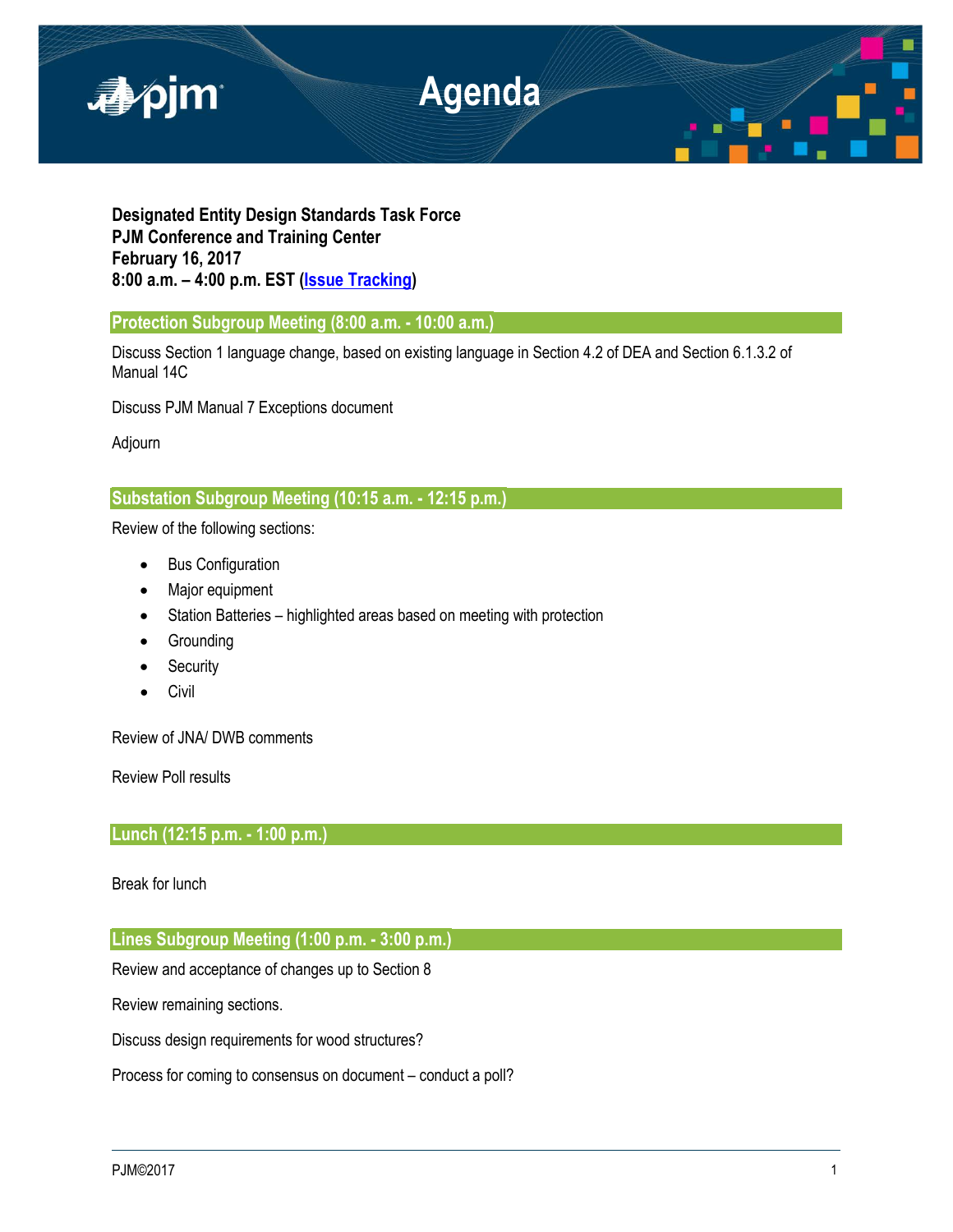# Agenda

**Designated Entity Design Standards Task Force**
**PJM Conference and Training Center**
**February 16, 2017**
**8:00 a.m. – 4:00 p.m. EST (Issue Tracking)**

## Protection Subgroup Meeting (8:00 a.m. - 10:00 a.m.)

Discuss Section 1 language change, based on existing language in Section 4.2 of DEA and Section 6.1.3.2 of Manual 14C

Discuss PJM Manual 7 Exceptions document

Adjourn

## Substation Subgroup Meeting (10:15 a.m. - 12:15 p.m.)

Review of the following sections:

- Bus Configuration
- Major equipment
- Station Batteries – highlighted areas based on meeting with protection
- Grounding
- Security
- Civil

Review of JNA/ DWB comments

Review Poll results

## Lunch (12:15 p.m. - 1:00 p.m.)

Break for lunch

## Lines Subgroup Meeting (1:00 p.m. - 3:00 p.m.)

Review and acceptance of changes up to Section 8

Review remaining sections.

Discuss design requirements for wood structures?

Process for coming to consensus on document – conduct a poll?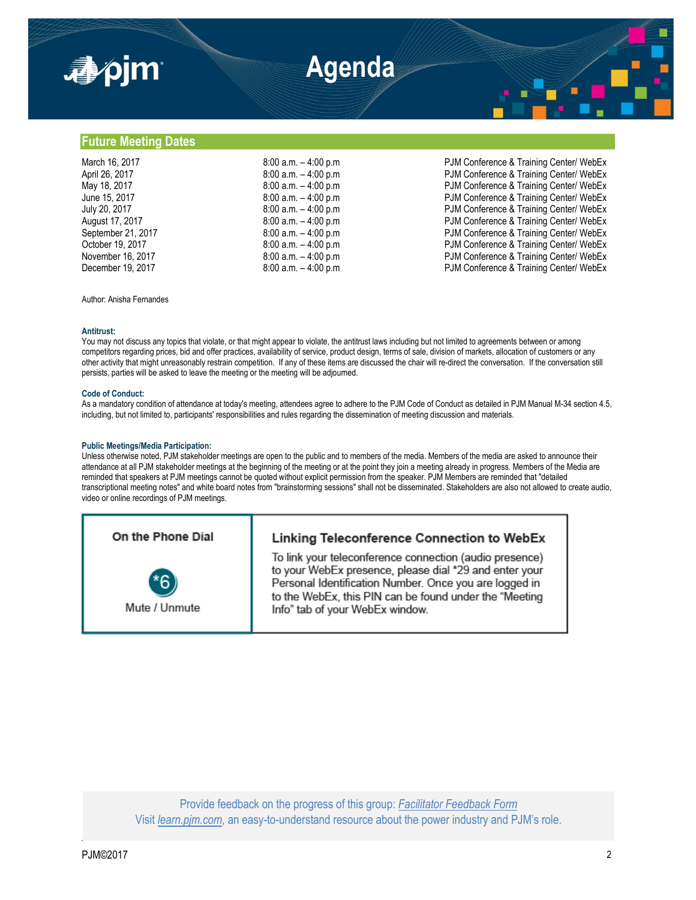# Agenda

## Future Meeting Dates

| | | |
|---|---|---|
| March 16, 2017 | 8:00 a.m. – 4:00 p.m | PJM Conference & Training Center/ WebEx |
| April 26, 2017 | 8:00 a.m. – 4:00 p.m | PJM Conference & Training Center/ WebEx |
| May 18, 2017 | 8:00 a.m. – 4:00 p.m | PJM Conference & Training Center/ WebEx |
| June 15, 2017 | 8:00 a.m. – 4:00 p.m | PJM Conference & Training Center/ WebEx |
| July 20, 2017 | 8:00 a.m. – 4:00 p.m | PJM Conference & Training Center/ WebEx |
| August 17, 2017 | 8:00 a.m. – 4:00 p.m | PJM Conference & Training Center/ WebEx |
| September 21, 2017 | 8:00 a.m. – 4:00 p.m | PJM Conference & Training Center/ WebEx |
| October 19, 2017 | 8:00 a.m. – 4:00 p.m | PJM Conference & Training Center/ WebEx |
| November 16, 2017 | 8:00 a.m. – 4:00 p.m | PJM Conference & Training Center/ WebEx |
| December 19, 2017 | 8:00 a.m. – 4:00 p.m | PJM Conference & Training Center/ WebEx |

Author: Anisha Fernandes

**Antitrust:**
You may not discuss any topics that violate, or that might appear to violate, the antitrust laws including but not limited to agreements between or among competitors regarding prices, bid and offer practices, availability of service, product design, terms of sale, division of markets, allocation of customers or any other activity that might unreasonably restrain competition. If any of these items are discussed the chair will re-direct the conversation. If the conversation still persists, parties will be asked to leave the meeting or the meeting will be adjourned.

**Code of Conduct:**
As a mandatory condition of attendance at today's meeting, attendees agree to adhere to the PJM Code of Conduct as detailed in PJM Manual M-34 section 4.5, including, but not limited to, participants' responsibilities and rules regarding the dissemination of meeting discussion and materials.

**Public Meetings/Media Participation:**
Unless otherwise noted, PJM stakeholder meetings are open to the public and to members of the media. Members of the media are asked to announce their attendance at all PJM stakeholder meetings at the beginning of the meeting or at the point they join a meeting already in progress. Members of the Media are reminded that speakers at PJM meetings cannot be quoted without explicit permission from the speaker. PJM Members are reminded that "detailed transcriptional meeting notes" and white board notes from "brainstorming sessions" shall not be disseminated. Stakeholders are also not allowed to create audio, video or online recordings of PJM meetings.

| On the Phone Dial | Linking Teleconference Connection to WebEx |
|---|---|
| *6 Mute / Unmute | To link your teleconference connection (audio presence) to your WebEx presence, please dial *29 and enter your Personal Identification Number. Once you are logged in to the WebEx, this PIN can be found under the "Meeting Info" tab of your WebEx window. |

Provide feedback on the progress of this group: *Facilitator Feedback Form*
Visit *learn.pjm.com*, an easy-to-understand resource about the power industry and PJM's role.

PJM©2017